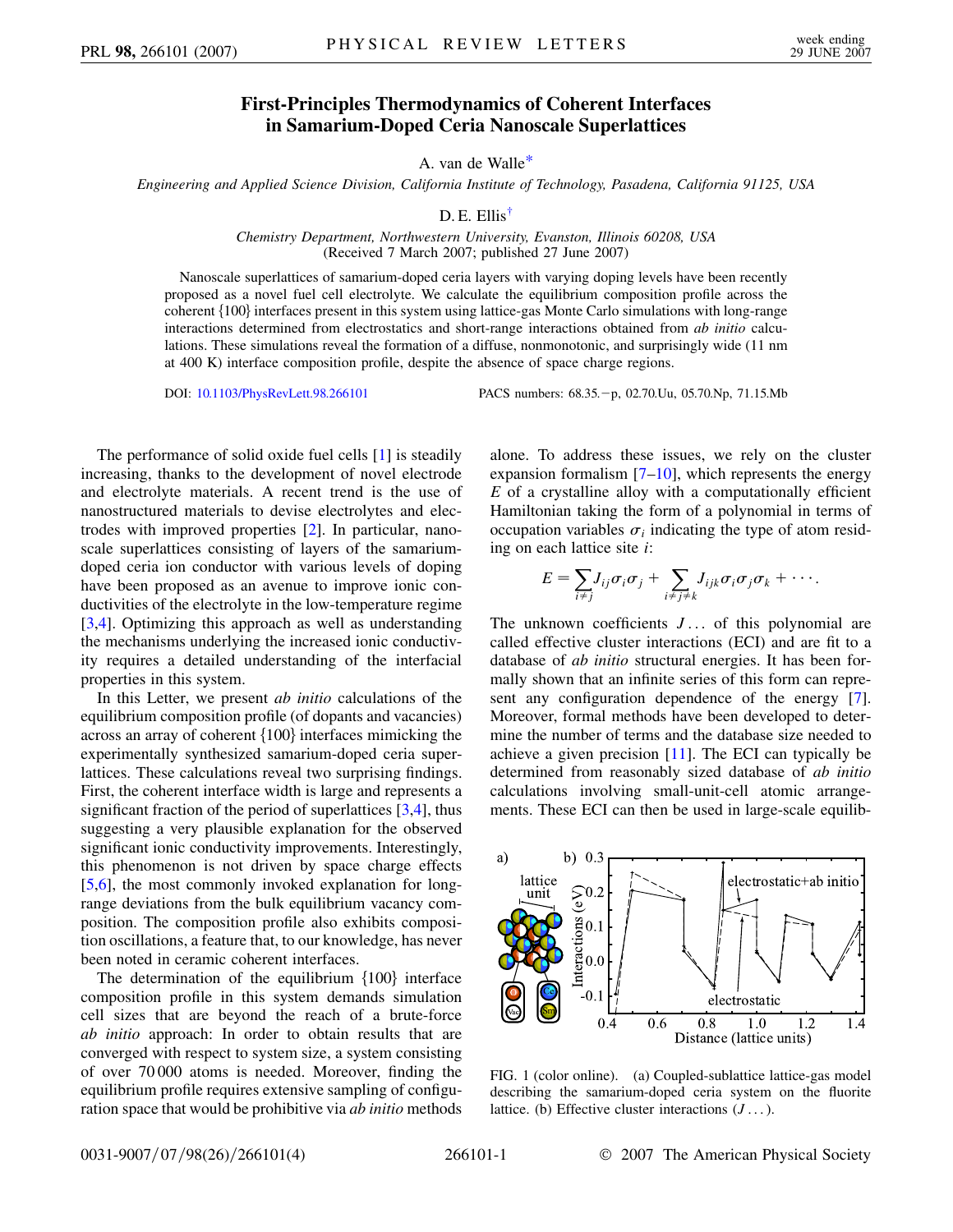# First-Principles Thermodynamics of Coherent Interfaces in Samarium-Doped Ceria Nanoscale Superlattices

A. van de Walle*

*Engineering and Applied Science Division, California Institute of Technology, Pasadena, California 91125, USA*

D. E. Ellis†

*Chemistry Department, Northwestern University, Evanston, Illinois 60208, USA*
(Received 7 March 2007; published 27 June 2007)

Nanoscale superlattices of samarium-doped ceria layers with varying doping levels have been recently proposed as a novel fuel cell electrolyte. We calculate the equilibrium composition profile across the coherent {100} interfaces present in this system using lattice-gas Monte Carlo simulations with long-range interactions determined from electrostatics and short-range interactions obtained from *ab initio* calculations. These simulations reveal the formation of a diffuse, nonmonotonic, and surprisingly wide (11 nm at 400 K) interface composition profile, despite the absence of space charge regions.

DOI: 10.1103/PhysRevLett.98.266101 PACS numbers: 68.35.−p, 02.70.Uu, 05.70.Np, 71.15.Mb

The performance of solid oxide fuel cells [1] is steadily increasing, thanks to the development of novel electrode and electrolyte materials. A recent trend is the use of nanostructured materials to devise electrolytes and electrodes with improved properties [2]. In particular, nanoscale superlattices consisting of layers of the samarium-doped ceria ion conductor with various levels of doping have been proposed as an avenue to improve ionic conductivities of the electrolyte in the low-temperature regime [3,4]. Optimizing this approach as well as understanding the mechanisms underlying the increased ionic conductivity requires a detailed understanding of the interfacial properties in this system.

In this Letter, we present *ab initio* calculations of the equilibrium composition profile (of dopants and vacancies) across an array of coherent {100} interfaces mimicking the experimentally synthesized samarium-doped ceria superlattices. These calculations reveal two surprising findings. First, the coherent interface width is large and represents a significant fraction of the period of superlattices [3,4], thus suggesting a very plausible explanation for the observed significant ionic conductivity improvements. Interestingly, this phenomenon is not driven by space charge effects [5,6], the most commonly invoked explanation for long-range deviations from the bulk equilibrium vacancy composition. The composition profile also exhibits composition oscillations, a feature that, to our knowledge, has never been noted in ceramic coherent interfaces.

The determination of the equilibrium {100} interface composition profile in this system demands simulation cell sizes that are beyond the reach of a brute-force *ab initio* approach: In order to obtain results that are converged with respect to system size, a system consisting of over 70 000 atoms is needed. Moreover, finding the equilibrium profile requires extensive sampling of configuration space that would be prohibitive via *ab initio* methods alone. To address these issues, we rely on the cluster expansion formalism [7–10], which represents the energy $E$ of a crystalline alloy with a computationally efficient Hamiltonian taking the form of a polynomial in terms of occupation variables $\sigma_i$ indicating the type of atom residing on each lattice site $i$:

$$E = \sum_{i \neq j} J_{ij}\sigma_i\sigma_j + \sum_{i \neq j \neq k} J_{ijk}\sigma_i\sigma_j\sigma_k + \cdots.$$

The unknown coefficients $J\ldots$ of this polynomial are called effective cluster interactions (ECI) and are fit to a database of *ab initio* structural energies. It has been formally shown that an infinite series of this form can represent any configuration dependence of the energy [7]. Moreover, formal methods have been developed to determine the number of terms and the database size needed to achieve a given precision [11]. The ECI can typically be determined from reasonably sized database of *ab initio* calculations involving small-unit-cell atomic arrangements. These ECI can then be used in large-scale equilib-

FIG. 1 (color online). (a) Coupled-sublattice lattice-gas model describing the samarium-doped ceria system on the fluorite lattice. (b) Effective cluster interactions ($J\ldots$).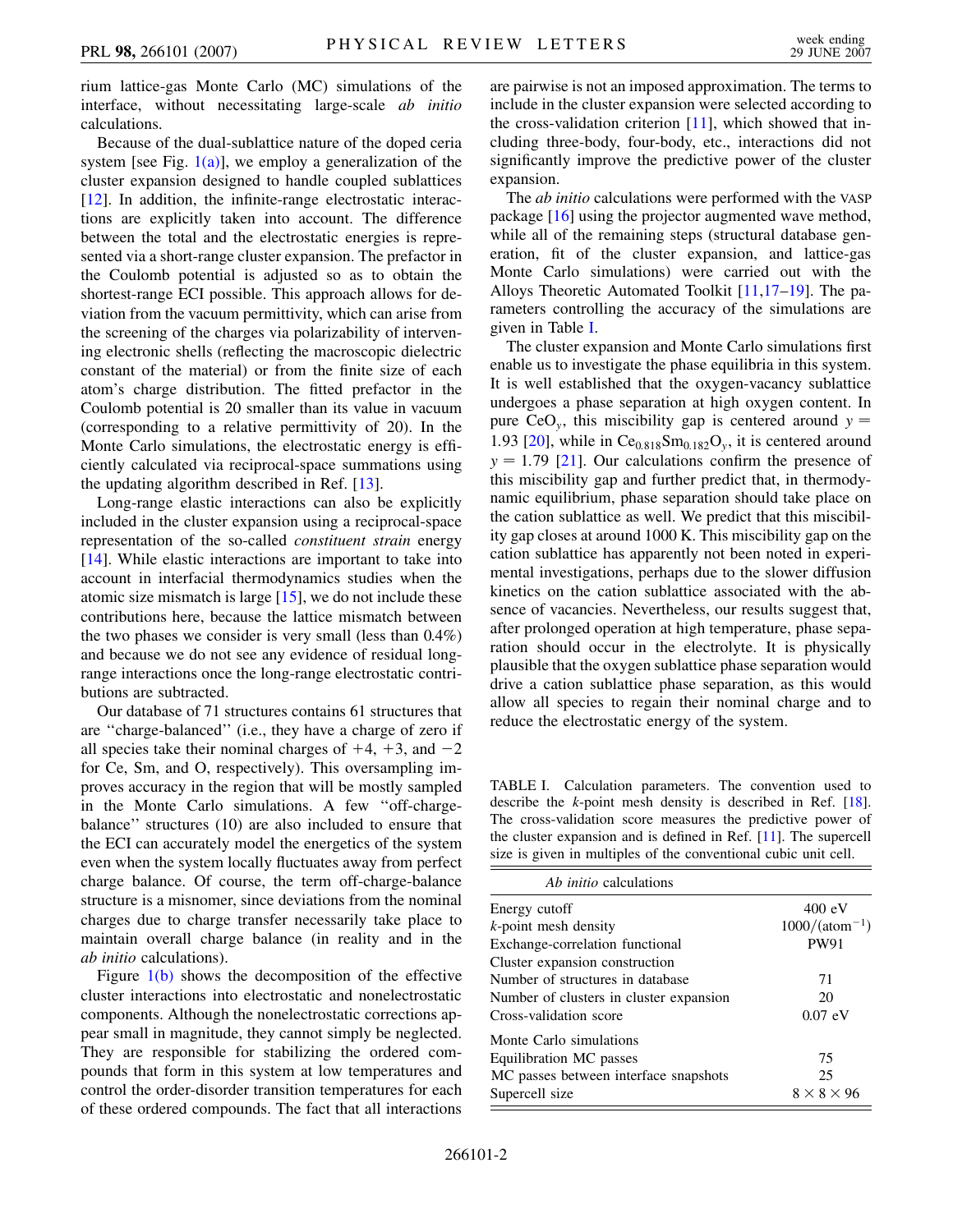rium lattice-gas Monte Carlo (MC) simulations of the interface, without necessitating large-scale *ab initio* calculations.

Because of the dual-sublattice nature of the doped ceria system [see Fig. 1(a)], we employ a generalization of the cluster expansion designed to handle coupled sublattices [12]. In addition, the infinite-range electrostatic interactions are explicitly taken into account. The difference between the total and the electrostatic energies is represented via a short-range cluster expansion. The prefactor in the Coulomb potential is adjusted so as to obtain the shortest-range ECI possible. This approach allows for deviation from the vacuum permittivity, which can arise from the screening of the charges via polarizability of intervening electronic shells (reflecting the macroscopic dielectric constant of the material) or from the finite size of each atom's charge distribution. The fitted prefactor in the Coulomb potential is 20 smaller than its value in vacuum (corresponding to a relative permittivity of 20). In the Monte Carlo simulations, the electrostatic energy is efficiently calculated via reciprocal-space summations using the updating algorithm described in Ref. [13].

Long-range elastic interactions can also be explicitly included in the cluster expansion using a reciprocal-space representation of the so-called *constituent strain* energy [14]. While elastic interactions are important to take into account in interfacial thermodynamics studies when the atomic size mismatch is large [15], we do not include these contributions here, because the lattice mismatch between the two phases we consider is very small (less than 0.4%) and because we do not see any evidence of residual long-range interactions once the long-range electrostatic contributions are subtracted.

Our database of 71 structures contains 61 structures that are "charge-balanced" (i.e., they have a charge of zero if all species take their nominal charges of +4, +3, and −2 for Ce, Sm, and O, respectively). This oversampling improves accuracy in the region that will be mostly sampled in the Monte Carlo simulations. A few "off-charge-balance" structures (10) are also included to ensure that the ECI can accurately model the energetics of the system even when the system locally fluctuates away from perfect charge balance. Of course, the term off-charge-balance structure is a misnomer, since deviations from the nominal charges due to charge transfer necessarily take place to maintain overall charge balance (in reality and in the *ab initio* calculations).

Figure 1(b) shows the decomposition of the effective cluster interactions into electrostatic and nonelectrostatic components. Although the nonelectrostatic corrections appear small in magnitude, they cannot simply be neglected. They are responsible for stabilizing the ordered compounds that form in this system at low temperatures and control the order-disorder transition temperatures for each of these ordered compounds. The fact that all interactions are pairwise is not an imposed approximation. The terms to include in the cluster expansion were selected according to the cross-validation criterion [11], which showed that including three-body, four-body, etc., interactions did not significantly improve the predictive power of the cluster expansion.

The *ab initio* calculations were performed with the VASP package [16] using the projector augmented wave method, while all of the remaining steps (structural database generation, fit of the cluster expansion, and lattice-gas Monte Carlo simulations) were carried out with the Alloys Theoretic Automated Toolkit [11,17–19]. The parameters controlling the accuracy of the simulations are given in Table I.

The cluster expansion and Monte Carlo simulations first enable us to investigate the phase equilibria in this system. It is well established that the oxygen-vacancy sublattice undergoes a phase separation at high oxygen content. In pure $CeO_y$, this miscibility gap is centered around $y = 1.93$ [20], while in $Ce_{0.818}Sm_{0.182}O_y$, it is centered around $y = 1.79$ [21]. Our calculations confirm the presence of this miscibility gap and further predict that, in thermodynamic equilibrium, phase separation should take place on the cation sublattice as well. We predict that this miscibility gap closes at around 1000 K. This miscibility gap on the cation sublattice has apparently not been noted in experimental investigations, perhaps due to the slower diffusion kinetics on the cation sublattice associated with the absence of vacancies. Nevertheless, our results suggest that, after prolonged operation at high temperature, phase separation should occur in the electrolyte. It is physically plausible that the oxygen sublattice phase separation would drive a cation sublattice phase separation, as this would allow all species to regain their nominal charge and to reduce the electrostatic energy of the system.

TABLE I. Calculation parameters. The convention used to describe the *k*-point mesh density is described in Ref. [18]. The cross-validation score measures the predictive power of the cluster expansion and is defined in Ref. [11]. The supercell size is given in multiples of the conventional cubic unit cell.

| *Ab initio* calculations | |
|---|---|
| Energy cutoff | 400 eV |
| *k*-point mesh density | $1000/(\text{atom}^{-1})$ |
| Exchange-correlation functional | PW91 |
| Cluster expansion construction | |
| Number of structures in database | 71 |
| Number of clusters in cluster expansion | 20 |
| Cross-validation score | 0.07 eV |
| Monte Carlo simulations | |
| Equilibration MC passes | 75 |
| MC passes between interface snapshots | 25 |
| Supercell size | $8 \times 8 \times 96$ |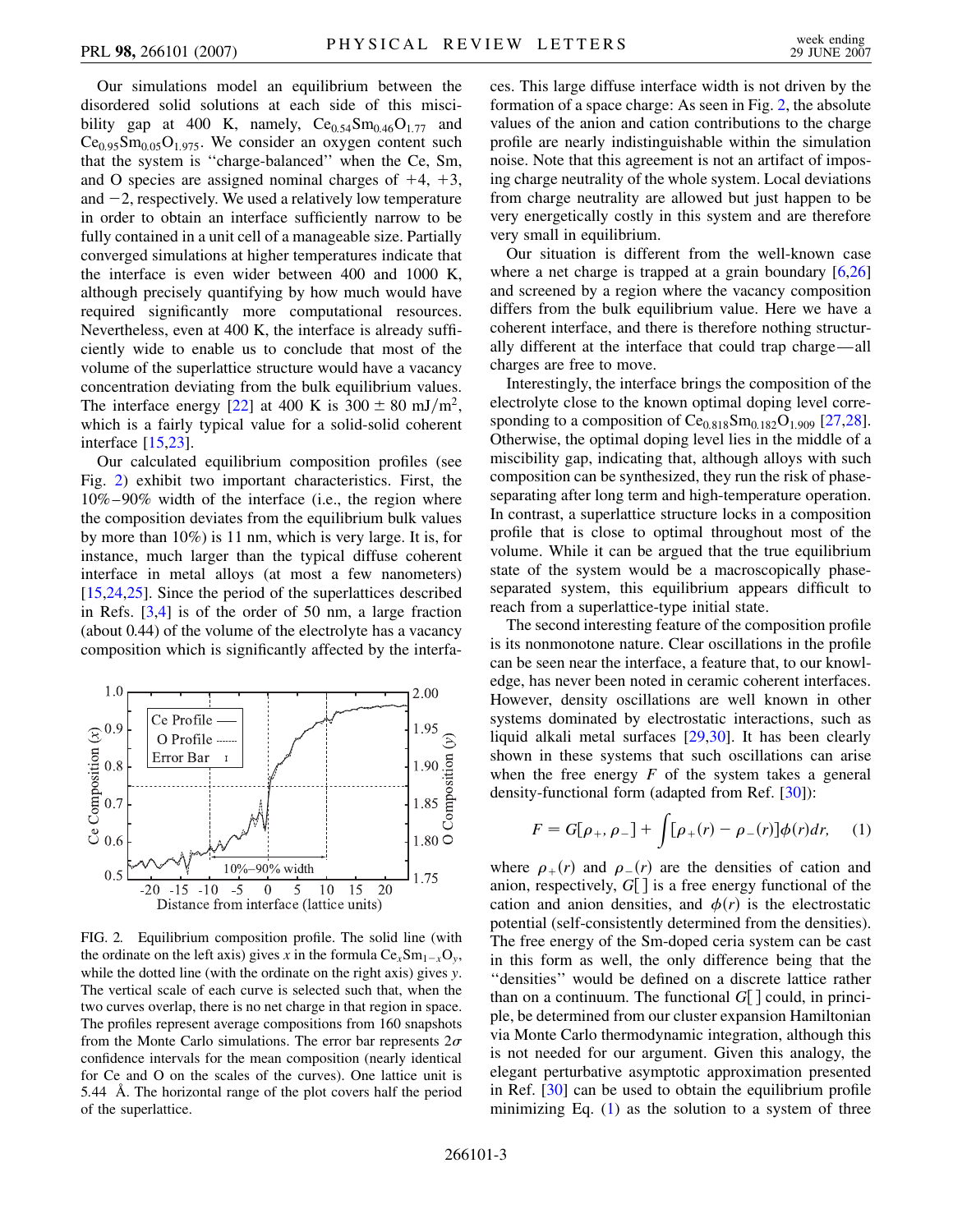Our simulations model an equilibrium between the disordered solid solutions at each side of this miscibility gap at 400 K, namely, $Ce_{0.54}Sm_{0.46}O_{1.77}$ and $Ce_{0.95}Sm_{0.05}O_{1.975}$. We consider an oxygen content such that the system is "charge-balanced" when the Ce, Sm, and O species are assigned nominal charges of +4, +3, and −2, respectively. We used a relatively low temperature in order to obtain an interface sufficiently narrow to be fully contained in a unit cell of a manageable size. Partially converged simulations at higher temperatures indicate that the interface is even wider between 400 and 1000 K, although precisely quantifying by how much would have required significantly more computational resources. Nevertheless, even at 400 K, the interface is already sufficiently wide to enable us to conclude that most of the volume of the superlattice structure would have a vacancy concentration deviating from the bulk equilibrium values. The interface energy [22] at 400 K is $300 \pm 80$ mJ/m$^2$, which is a fairly typical value for a solid-solid coherent interface [15,23].

Our calculated equilibrium composition profiles (see Fig. 2) exhibit two important characteristics. First, the 10%–90% width of the interface (i.e., the region where the composition deviates from the equilibrium bulk values by more than 10%) is 11 nm, which is very large. It is, for instance, much larger than the typical diffuse coherent interface in metal alloys (at most a few nanometers) [15,24,25]. Since the period of the superlattices described in Refs. [3,4] is of the order of 50 nm, a large fraction (about 0.44) of the volume of the electrolyte has a vacancy composition which is significantly affected by the interfaces. This large diffuse interface width is not driven by the formation of a space charge: As seen in Fig. 2, the absolute values of the anion and cation contributions to the charge profile are nearly indistinguishable within the simulation noise. Note that this agreement is not an artifact of imposing charge neutrality of the whole system. Local deviations from charge neutrality are allowed but just happen to be very energetically costly in this system and are therefore very small in equilibrium.

FIG. 2. Equilibrium composition profile. The solid line (with the ordinate on the left axis) gives $x$ in the formula $Ce_xSm_{1-x}O_y$, while the dotted line (with the ordinate on the right axis) gives $y$. The vertical scale of each curve is selected such that, when the two curves overlap, there is no net charge in that region in space. The profiles represent average compositions from 160 snapshots from the Monte Carlo simulations. The error bar represents $2\sigma$ confidence intervals for the mean composition (nearly identical for Ce and O on the scales of the curves). One lattice unit is 5.44 Å. The horizontal range of the plot covers half the period of the superlattice.

Our situation is different from the well-known case where a net charge is trapped at a grain boundary [6,26] and screened by a region where the vacancy composition differs from the bulk equilibrium value. Here we have a coherent interface, and there is therefore nothing structurally different at the interface that could trap charge—all charges are free to move.

Interestingly, the interface brings the composition of the electrolyte close to the known optimal doping level corresponding to a composition of $Ce_{0.818}Sm_{0.182}O_{1.909}$ [27,28]. Otherwise, the optimal doping level lies in the middle of a miscibility gap, indicating that, although alloys with such composition can be synthesized, they run the risk of phase-separating after long term and high-temperature operation. In contrast, a superlattice structure locks in a composition profile that is close to optimal throughout most of the volume. While it can be argued that the true equilibrium state of the system would be a macroscopically phase-separated system, this equilibrium appears difficult to reach from a superlattice-type initial state.

The second interesting feature of the composition profile is its nonmonotone nature. Clear oscillations in the profile can be seen near the interface, a feature that, to our knowledge, has never been noted in ceramic coherent interfaces. However, density oscillations are well known in other systems dominated by electrostatic interactions, such as liquid alkali metal surfaces [29,30]. It has been clearly shown in these systems that such oscillations can arise when the free energy $F$ of the system takes a general density-functional form (adapted from Ref. [30]):

$$F = G[\rho_+, \rho_-] + \int [\rho_+(r) - \rho_-(r)]\phi(r)dr, \quad (1)$$

where $\rho_+(r)$ and $\rho_-(r)$ are the densities of cation and anion, respectively, $G[\,]$ is a free energy functional of the cation and anion densities, and $\phi(r)$ is the electrostatic potential (self-consistently determined from the densities). The free energy of the Sm-doped ceria system can be cast in this form as well, the only difference being that the "densities" would be defined on a discrete lattice rather than on a continuum. The functional $G[\,]$ could, in principle, be determined from our cluster expansion Hamiltonian via Monte Carlo thermodynamic integration, although this is not needed for our argument. Given this analogy, the elegant perturbative asymptotic approximation presented in Ref. [30] can be used to obtain the equilibrium profile minimizing Eq. (1) as the solution to a system of three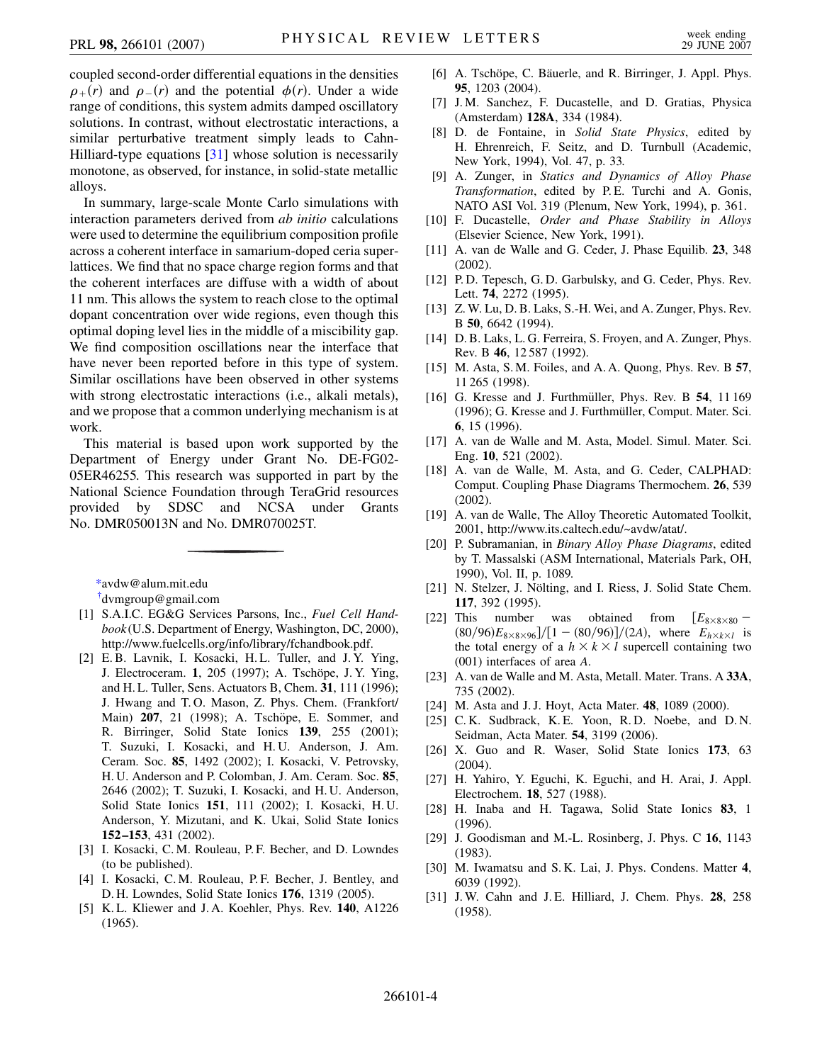coupled second-order differential equations in the densities $\rho_+(r)$ and $\rho_-(r)$ and the potential $\phi(r)$. Under a wide range of conditions, this system admits damped oscillatory solutions. In contrast, without electrostatic interactions, a similar perturbative treatment simply leads to Cahn-Hilliard-type equations [31] whose solution is necessarily monotone, as observed, for instance, in solid-state metallic alloys.

In summary, large-scale Monte Carlo simulations with interaction parameters derived from *ab initio* calculations were used to determine the equilibrium composition profile across a coherent interface in samarium-doped ceria superlattices. We find that no space charge region forms and that the coherent interfaces are diffuse with a width of about 11 nm. This allows the system to reach close to the optimal dopant concentration over wide regions, even though this optimal doping level lies in the middle of a miscibility gap. We find composition oscillations near the interface that have never been reported before in this type of system. Similar oscillations have been observed in other systems with strong electrostatic interactions (i.e., alkali metals), and we propose that a common underlying mechanism is at work.

This material is based upon work supported by the Department of Energy under Grant No. DE-FG02-05ER46255. This research was supported in part by the National Science Foundation through TeraGrid resources provided by SDSC and NCSA under Grants No. DMR050013N and No. DMR070025T.

---

*avdw@alum.mit.edu
†dvmgroup@gmail.com

[1] S.A.I.C. EG&G Services Parsons, Inc., *Fuel Cell Handbook* (U.S. Department of Energy, Washington, DC, 2000), http://www.fuelcells.org/info/library/fchandbook.pdf.

[2] E. B. Lavnik, I. Kosacki, H. L. Tuller, and J. Y. Ying, J. Electroceram. **1**, 205 (1997); A. Tschöpe, J. Y. Ying, and H. L. Tuller, Sens. Actuators B, Chem. **31**, 111 (1996); J. Hwang and T. O. Mason, Z. Phys. Chem. (Frankfort/Main) **207**, 21 (1998); A. Tschöpe, E. Sommer, and R. Birringer, Solid State Ionics **139**, 255 (2001); T. Suzuki, I. Kosacki, and H. U. Anderson, J. Am. Ceram. Soc. **85**, 1492 (2002); I. Kosacki, V. Petrovsky, H. U. Anderson and P. Colomban, J. Am. Ceram. Soc. **85**, 2646 (2002); T. Suzuki, I. Kosacki, and H. U. Anderson, Solid State Ionics **151**, 111 (2002); I. Kosacki, H. U. Anderson, Y. Mizutani, and K. Ukai, Solid State Ionics **152–153**, 431 (2002).

[3] I. Kosacki, C. M. Rouleau, P. F. Becher, and D. Lowndes (to be published).

[4] I. Kosacki, C. M. Rouleau, P. F. Becher, J. Bentley, and D. H. Lowndes, Solid State Ionics **176**, 1319 (2005).

[5] K. L. Kliewer and J. A. Koehler, Phys. Rev. **140**, A1226 (1965).

[6] A. Tschöpe, C. Bäuerle, and R. Birringer, J. Appl. Phys. **95**, 1203 (2004).

[7] J. M. Sanchez, F. Ducastelle, and D. Gratias, Physica (Amsterdam) **128A**, 334 (1984).

[8] D. de Fontaine, in *Solid State Physics*, edited by H. Ehrenreich, F. Seitz, and D. Turnbull (Academic, New York, 1994), Vol. 47, p. 33.

[9] A. Zunger, in *Statics and Dynamics of Alloy Phase Transformation*, edited by P. E. Turchi and A. Gonis, NATO ASI Vol. 319 (Plenum, New York, 1994), p. 361.

[10] F. Ducastelle, *Order and Phase Stability in Alloys* (Elsevier Science, New York, 1991).

[11] A. van de Walle and G. Ceder, J. Phase Equilib. **23**, 348 (2002).

[12] P. D. Tepesch, G. D. Garbulsky, and G. Ceder, Phys. Rev. Lett. **74**, 2272 (1995).

[13] Z. W. Lu, D. B. Laks, S.-H. Wei, and A. Zunger, Phys. Rev. B **50**, 6642 (1994).

[14] D. B. Laks, L. G. Ferreira, S. Froyen, and A. Zunger, Phys. Rev. B **46**, 12 587 (1992).

[15] M. Asta, S. M. Foiles, and A. A. Quong, Phys. Rev. B **57**, 11 265 (1998).

[16] G. Kresse and J. Furthmüller, Phys. Rev. B **54**, 11 169 (1996); G. Kresse and J. Furthmüller, Comput. Mater. Sci. **6**, 15 (1996).

[17] A. van de Walle and M. Asta, Model. Simul. Mater. Sci. Eng. **10**, 521 (2002).

[18] A. van de Walle, M. Asta, and G. Ceder, CALPHAD: Comput. Coupling Phase Diagrams Thermochem. **26**, 539 (2002).

[19] A. van de Walle, The Alloy Theoretic Automated Toolkit, 2001, http://www.its.caltech.edu/~avdw/atat/.

[20] P. Subramanian, in *Binary Alloy Phase Diagrams*, edited by T. Massalski (ASM International, Materials Park, OH, 1990), Vol. II, p. 1089.

[21] N. Stelzer, J. Nölting, and I. Riess, J. Solid State Chem. **117**, 392 (1995).

[22] This number was obtained from $[E_{8\times8\times80} - (80/96)E_{8\times8\times96}]/[1-(80/96)]/(2A)$, where $E_{h\times k\times l}$ is the total energy of a $h \times k \times l$ supercell containing two (001) interfaces of area $A$.

[23] A. van de Walle and M. Asta, Metall. Mater. Trans. A **33A**, 735 (2002).

[24] M. Asta and J. J. Hoyt, Acta Mater. **48**, 1089 (2000).

[25] C. K. Sudbrack, K. E. Yoon, R. D. Noebe, and D. N. Seidman, Acta Mater. **54**, 3199 (2006).

[26] X. Guo and R. Waser, Solid State Ionics **173**, 63 (2004).

[27] H. Yahiro, Y. Eguchi, K. Eguchi, and H. Arai, J. Appl. Electrochem. **18**, 527 (1988).

[28] H. Inaba and H. Tagawa, Solid State Ionics **83**, 1 (1996).

[29] J. Goodisman and M.-L. Rosinberg, J. Phys. C **16**, 1143 (1983).

[30] M. Iwamatsu and S. K. Lai, J. Phys. Condens. Matter **4**, 6039 (1992).

[31] J. W. Cahn and J. E. Hilliard, J. Chem. Phys. **28**, 258 (1958).